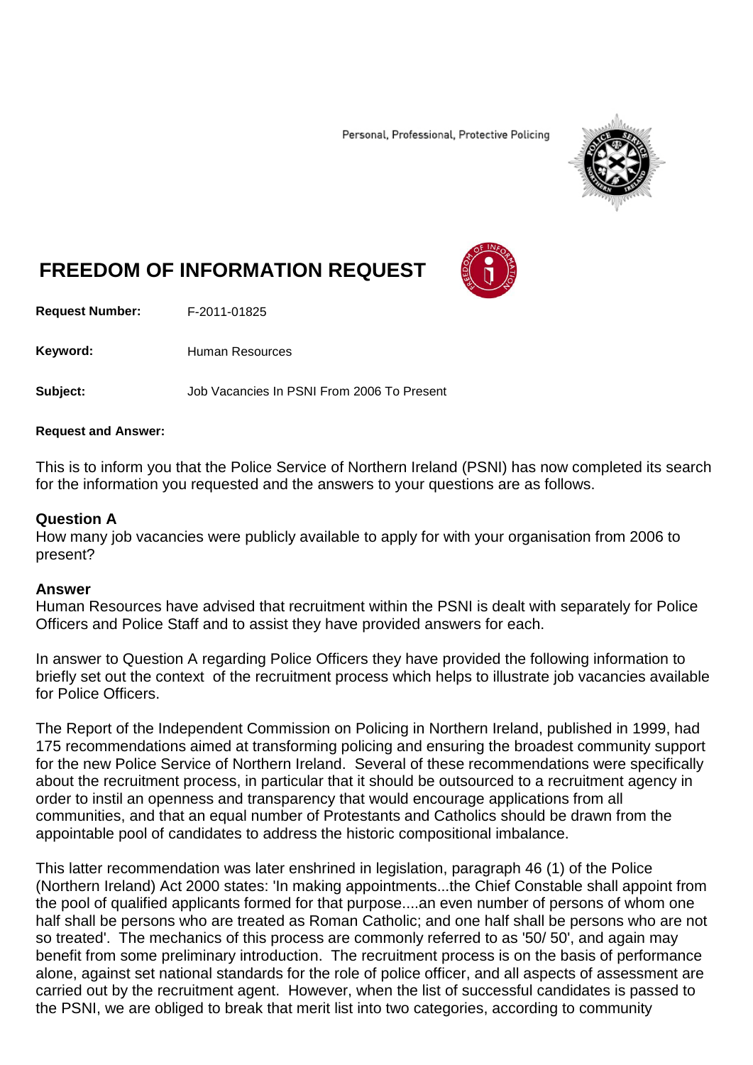Personal, Professional, Protective Policing

# FREEDOM OF INFORMATION REQUEST

**Request Number:** F-2011-01825

**Keyword:** Human Resources

**Subject:** Job Vacancies In PSNI From 2006 To Present

**Request and Answer:**

This is to inform you that the Police Service of Northern Ireland (PSNI) has now completed its search for the information you requested and the answers to your questions are as follows.

### Question A

How many job vacancies were publicly available to apply for with your organisation from 2006 to present?

### Answer

Human Resources have advised that recruitment within the PSNI is dealt with separately for Police Officers and Police Staff and to assist they have provided answers for each.

In answer to Question A regarding Police Officers they have provided the following information to briefly set out the context of the recruitment process which helps to illustrate job vacancies available for Police Officers.

The Report of the Independent Commission on Policing in Northern Ireland, published in 1999, had 175 recommendations aimed at transforming policing and ensuring the broadest community support for the new Police Service of Northern Ireland. Several of these recommendations were specifically about the recruitment process, in particular that it should be outsourced to a recruitment agency in order to instil an openness and transparency that would encourage applications from all communities, and that an equal number of Protestants and Catholics should be drawn from the appointable pool of candidates to address the historic compositional imbalance.

This latter recommendation was later enshrined in legislation, paragraph 46 (1) of the Police (Northern Ireland) Act 2000 states: 'In making appointments...the Chief Constable shall appoint from the pool of qualified applicants formed for that purpose....an even number of persons of whom one half shall be persons who are treated as Roman Catholic; and one half shall be persons who are not so treated'. The mechanics of this process are commonly referred to as '50/ 50', and again may benefit from some preliminary introduction. The recruitment process is on the basis of performance alone, against set national standards for the role of police officer, and all aspects of assessment are carried out by the recruitment agent. However, when the list of successful candidates is passed to the PSNI, we are obliged to break that merit list into two categories, according to community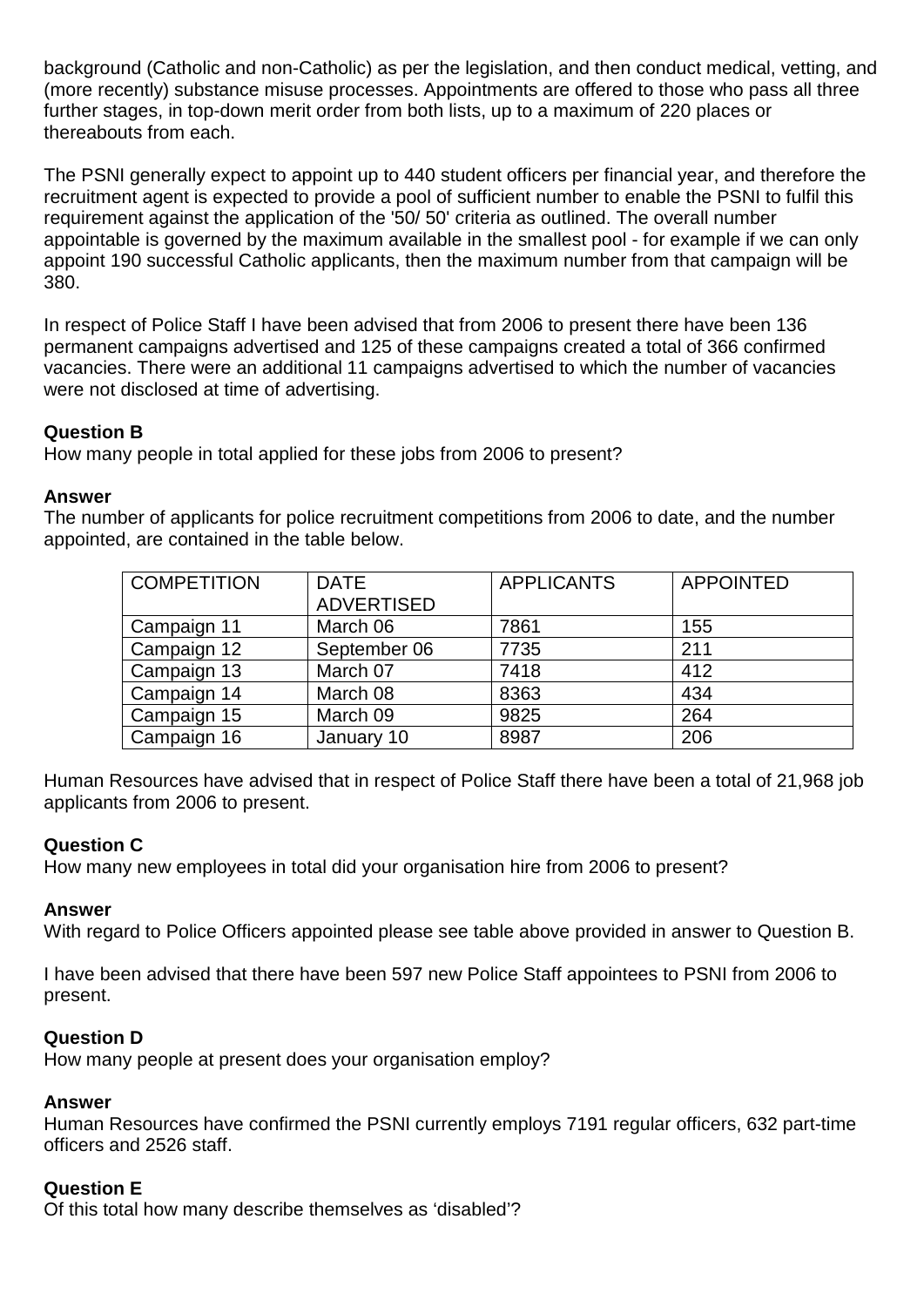background (Catholic and non-Catholic) as per the legislation, and then conduct medical, vetting, and (more recently) substance misuse processes. Appointments are offered to those who pass all three further stages, in top-down merit order from both lists, up to a maximum of 220 places or thereabouts from each.

The PSNI generally expect to appoint up to 440 student officers per financial year, and therefore the recruitment agent is expected to provide a pool of sufficient number to enable the PSNI to fulfil this requirement against the application of the '50/ 50' criteria as outlined. The overall number appointable is governed by the maximum available in the smallest pool - for example if we can only appoint 190 successful Catholic applicants, then the maximum number from that campaign will be 380.

In respect of Police Staff I have been advised that from 2006 to present there have been 136 permanent campaigns advertised and 125 of these campaigns created a total of 366 confirmed vacancies. There were an additional 11 campaigns advertised to which the number of vacancies were not disclosed at time of advertising.

**Question B**
How many people in total applied for these jobs from 2006 to present?

**Answer**
The number of applicants for police recruitment competitions from 2006 to date, and the number appointed, are contained in the table below.

| COMPETITION | DATE ADVERTISED | APPLICANTS | APPOINTED |
|---|---|---|---|
| Campaign 11 | March 06 | 7861 | 155 |
| Campaign 12 | September 06 | 7735 | 211 |
| Campaign 13 | March 07 | 7418 | 412 |
| Campaign 14 | March 08 | 8363 | 434 |
| Campaign 15 | March 09 | 9825 | 264 |
| Campaign 16 | January 10 | 8987 | 206 |

Human Resources have advised that in respect of Police Staff there have been a total of 21,968 job applicants from 2006 to present.

**Question C**
How many new employees in total did your organisation hire from 2006 to present?

**Answer**
With regard to Police Officers appointed please see table above provided in answer to Question B.

I have been advised that there have been 597 new Police Staff appointees to PSNI from 2006 to present.

**Question D**
How many people at present does your organisation employ?

**Answer**
Human Resources have confirmed the PSNI currently employs 7191 regular officers, 632 part-time officers and 2526 staff.

**Question E**
Of this total how many describe themselves as 'disabled'?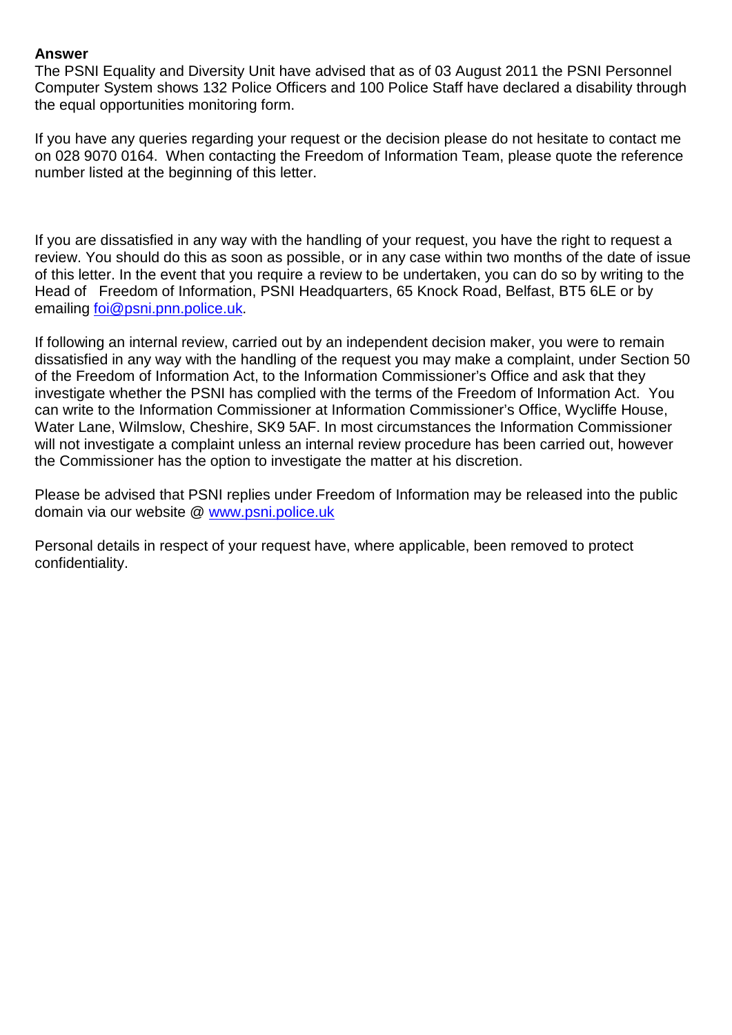**Answer**

The PSNI Equality and Diversity Unit have advised that as of 03 August 2011 the PSNI Personnel Computer System shows 132 Police Officers and 100 Police Staff have declared a disability through the equal opportunities monitoring form.

If you have any queries regarding your request or the decision please do not hesitate to contact me on 028 9070 0164. When contacting the Freedom of Information Team, please quote the reference number listed at the beginning of this letter.

If you are dissatisfied in any way with the handling of your request, you have the right to request a review. You should do this as soon as possible, or in any case within two months of the date of issue of this letter. In the event that you require a review to be undertaken, you can do so by writing to the Head of Freedom of Information, PSNI Headquarters, 65 Knock Road, Belfast, BT5 6LE or by emailing foi@psni.pnn.police.uk.

If following an internal review, carried out by an independent decision maker, you were to remain dissatisfied in any way with the handling of the request you may make a complaint, under Section 50 of the Freedom of Information Act, to the Information Commissioner's Office and ask that they investigate whether the PSNI has complied with the terms of the Freedom of Information Act. You can write to the Information Commissioner at Information Commissioner's Office, Wycliffe House, Water Lane, Wilmslow, Cheshire, SK9 5AF. In most circumstances the Information Commissioner will not investigate a complaint unless an internal review procedure has been carried out, however the Commissioner has the option to investigate the matter at his discretion.

Please be advised that PSNI replies under Freedom of Information may be released into the public domain via our website @ www.psni.police.uk

Personal details in respect of your request have, where applicable, been removed to protect confidentiality.